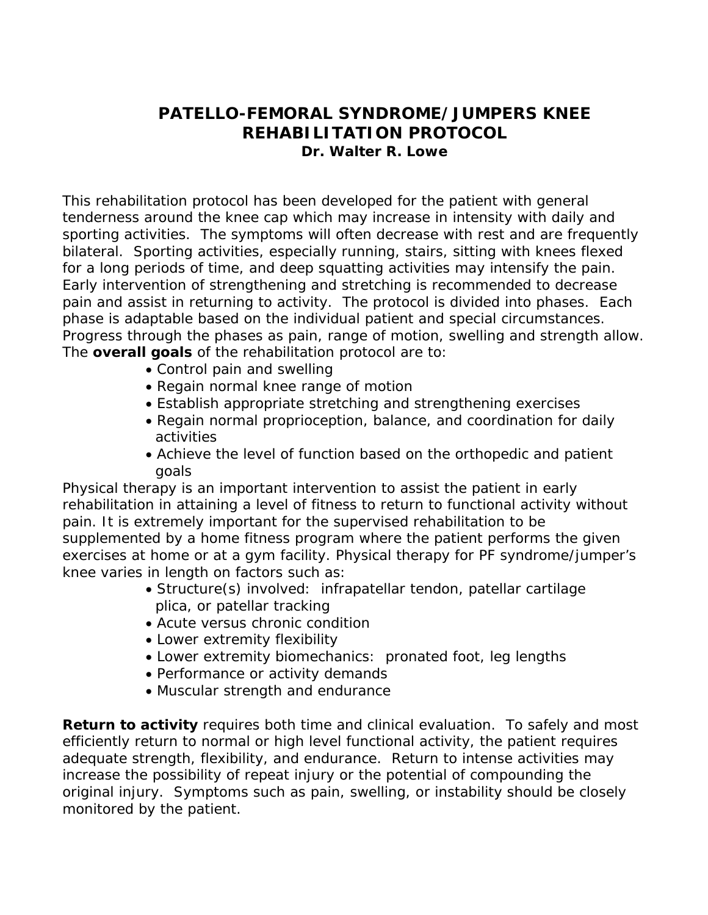# PATELLO-FEMORAL SYNDROME/JUMPERS KNEE REHABILITATION PROTOCOL

**Dr. Walter R. Lowe**

This rehabilitation protocol has been developed for the patient with general tenderness around the knee cap which may increase in intensity with daily and sporting activities. The symptoms will often decrease with rest and are frequently bilateral. Sporting activities, especially running, stairs, sitting with knees flexed for a long periods of time, and deep squatting activities may intensify the pain. Early intervention of strengthening and stretching is recommended to decrease pain and assist in returning to activity. The protocol is divided into phases. Each phase is adaptable based on the individual patient and special circumstances. Progress through the phases as pain, range of motion, swelling and strength allow. The **overall goals** of the rehabilitation protocol are to:

- Control pain and swelling
- Regain normal knee range of motion
- Establish appropriate stretching and strengthening exercises
- Regain normal proprioception, balance, and coordination for daily activities
- Achieve the level of function based on the orthopedic and patient goals

Physical therapy is an important intervention to assist the patient in early rehabilitation in attaining a level of fitness to return to functional activity without pain. It is extremely important for the supervised rehabilitation to be supplemented by a home fitness program where the patient performs the given exercises at home or at a gym facility. Physical therapy for PF syndrome/jumper's knee varies in length on factors such as:

- Structure(s) involved: infrapatellar tendon, patellar cartilage plica, or patellar tracking
- Acute versus chronic condition
- Lower extremity flexibility
- Lower extremity biomechanics: pronated foot, leg lengths
- Performance or activity demands
- Muscular strength and endurance

**Return to activity** requires both time and clinical evaluation. To safely and most efficiently return to normal or high level functional activity, the patient requires adequate strength, flexibility, and endurance. Return to intense activities may increase the possibility of repeat injury or the potential of compounding the original injury. Symptoms such as pain, swelling, or instability should be closely monitored by the patient.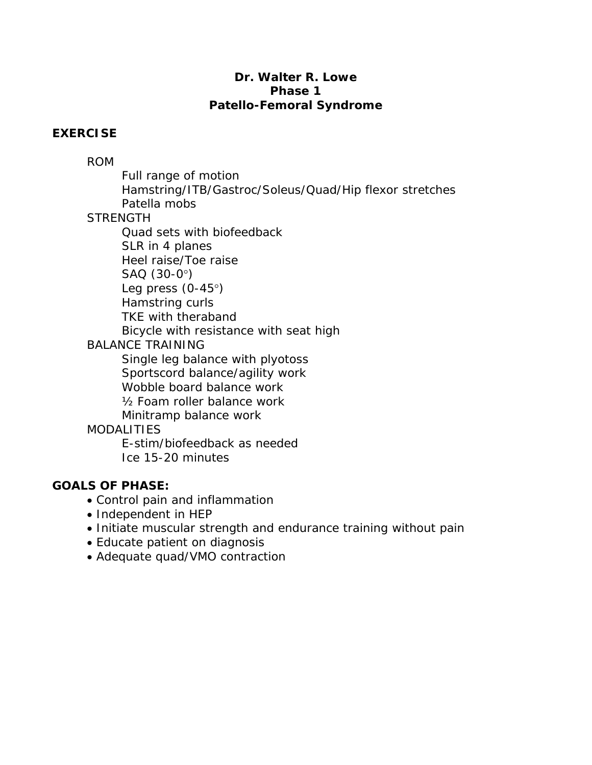**Dr. Walter R. Lowe**
**Phase 1**
**Patello-Femoral Syndrome**

**EXERCISE**

- ROM
  - Full range of motion
  - Hamstring/ITB/Gastroc/Soleus/Quad/Hip flexor stretches
  - Patella mobs
- STRENGTH
  - Quad sets with biofeedback
  - SLR in 4 planes
  - Heel raise/Toe raise
  - SAQ (30-0°)
  - Leg press (0-45°)
  - Hamstring curls
  - TKE with theraband
  - Bicycle with resistance with seat high
- BALANCE TRAINING
  - Single leg balance with plyotoss
  - Sportscord balance/agility work
  - Wobble board balance work
  - ½ Foam roller balance work
  - Minitramp balance work
- MODALITIES
  - E-stim/biofeedback as needed
  - Ice 15-20 minutes

**GOALS OF PHASE:**

- Control pain and inflammation
- Independent in HEP
- Initiate muscular strength and endurance training without pain
- Educate patient on diagnosis
- Adequate quad/VMO contraction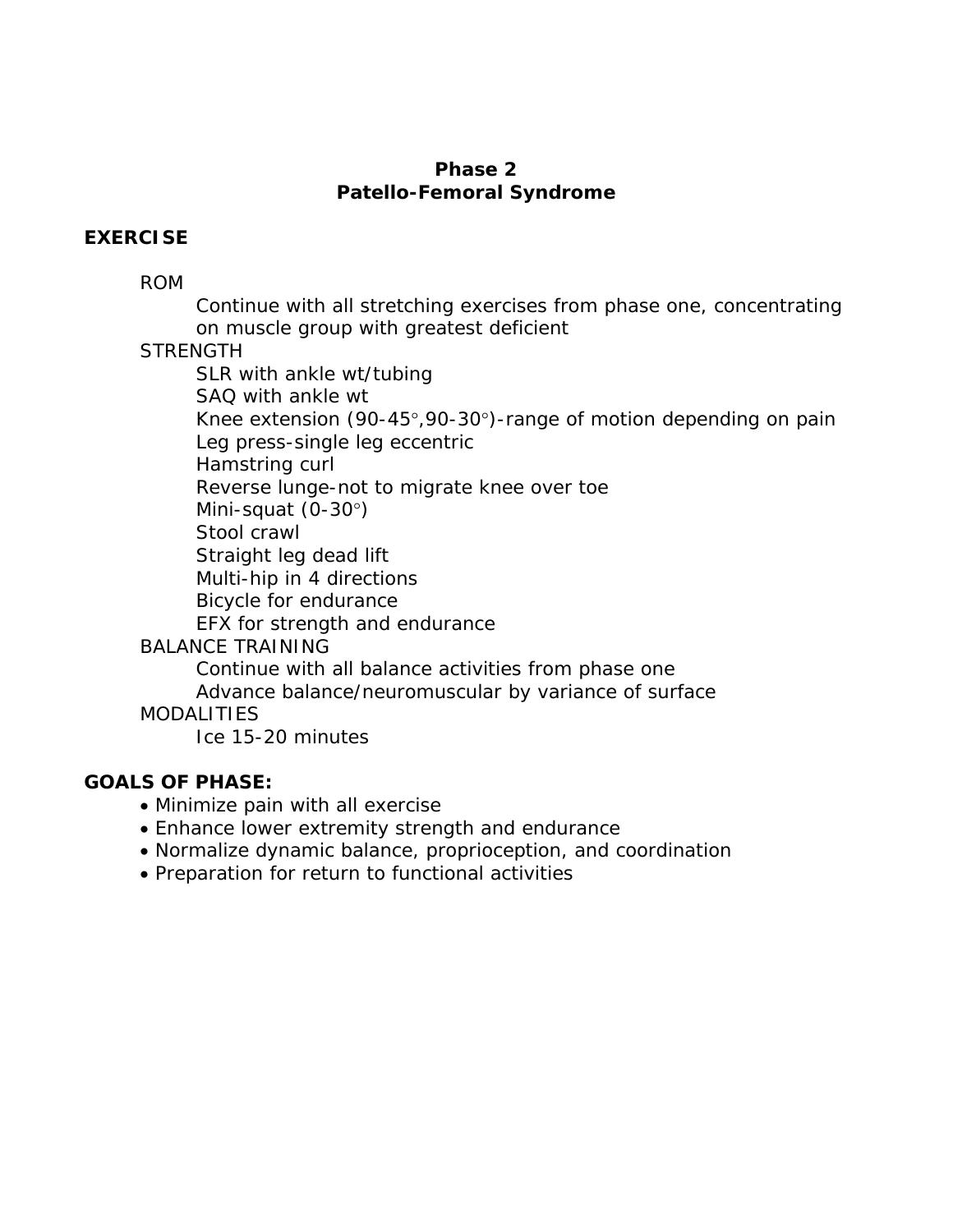# Phase 2
# Patello-Femoral Syndrome

**EXERCISE**

ROM
- Continue with all stretching exercises from phase one, concentrating on muscle group with greatest deficient

STRENGTH
- SLR with ankle wt/tubing
- SAQ with ankle wt
- Knee extension (90-45°,90-30°)-range of motion depending on pain
- Leg press-single leg eccentric
- Hamstring curl
- Reverse lunge-not to migrate knee over toe
- Mini-squat (0-30°)
- Stool crawl
- Straight leg dead lift
- Multi-hip in 4 directions
- Bicycle for endurance
- EFX for strength and endurance

BALANCE TRAINING
- Continue with all balance activities from phase one
- Advance balance/neuromuscular by variance of surface

MODALITIES
- Ice 15-20 minutes

**GOALS OF PHASE:**

- Minimize pain with all exercise
- Enhance lower extremity strength and endurance
- Normalize dynamic balance, proprioception, and coordination
- Preparation for return to functional activities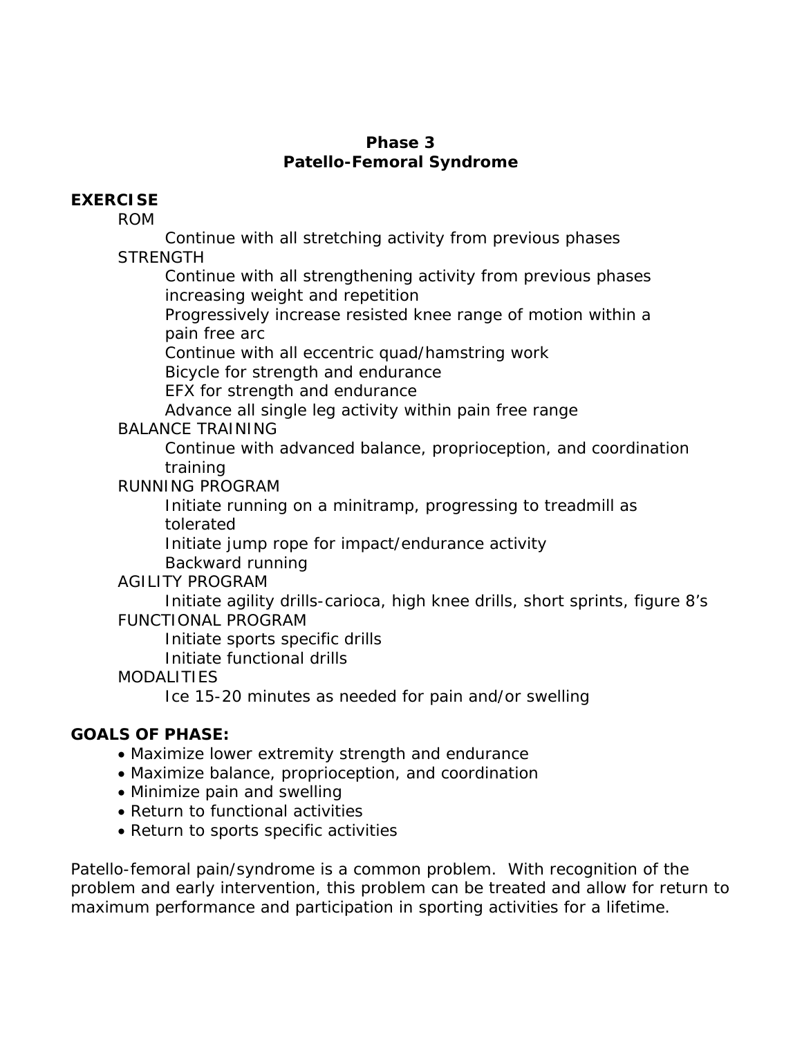## Phase 3
## Patello-Femoral Syndrome

**EXERCISE**

ROM

- Continue with all stretching activity from previous phases

STRENGTH

- Continue with all strengthening activity from previous phases increasing weight and repetition
- Progressively increase resisted knee range of motion within a pain free arc
- Continue with all eccentric quad/hamstring work
- Bicycle for strength and endurance
- EFX for strength and endurance
- Advance all single leg activity within pain free range

BALANCE TRAINING

- Continue with advanced balance, proprioception, and coordination training

RUNNING PROGRAM

- Initiate running on a minitramp, progressing to treadmill as tolerated
- Initiate jump rope for impact/endurance activity
- Backward running

AGILITY PROGRAM

- Initiate agility drills-carioca, high knee drills, short sprints, figure 8's

FUNCTIONAL PROGRAM

- Initiate sports specific drills
- Initiate functional drills

MODALITIES

- Ice 15-20 minutes as needed for pain and/or swelling

**GOALS OF PHASE:**

- Maximize lower extremity strength and endurance
- Maximize balance, proprioception, and coordination
- Minimize pain and swelling
- Return to functional activities
- Return to sports specific activities

Patello-femoral pain/syndrome is a common problem. With recognition of the problem and early intervention, this problem can be treated and allow for return to maximum performance and participation in sporting activities for a lifetime.